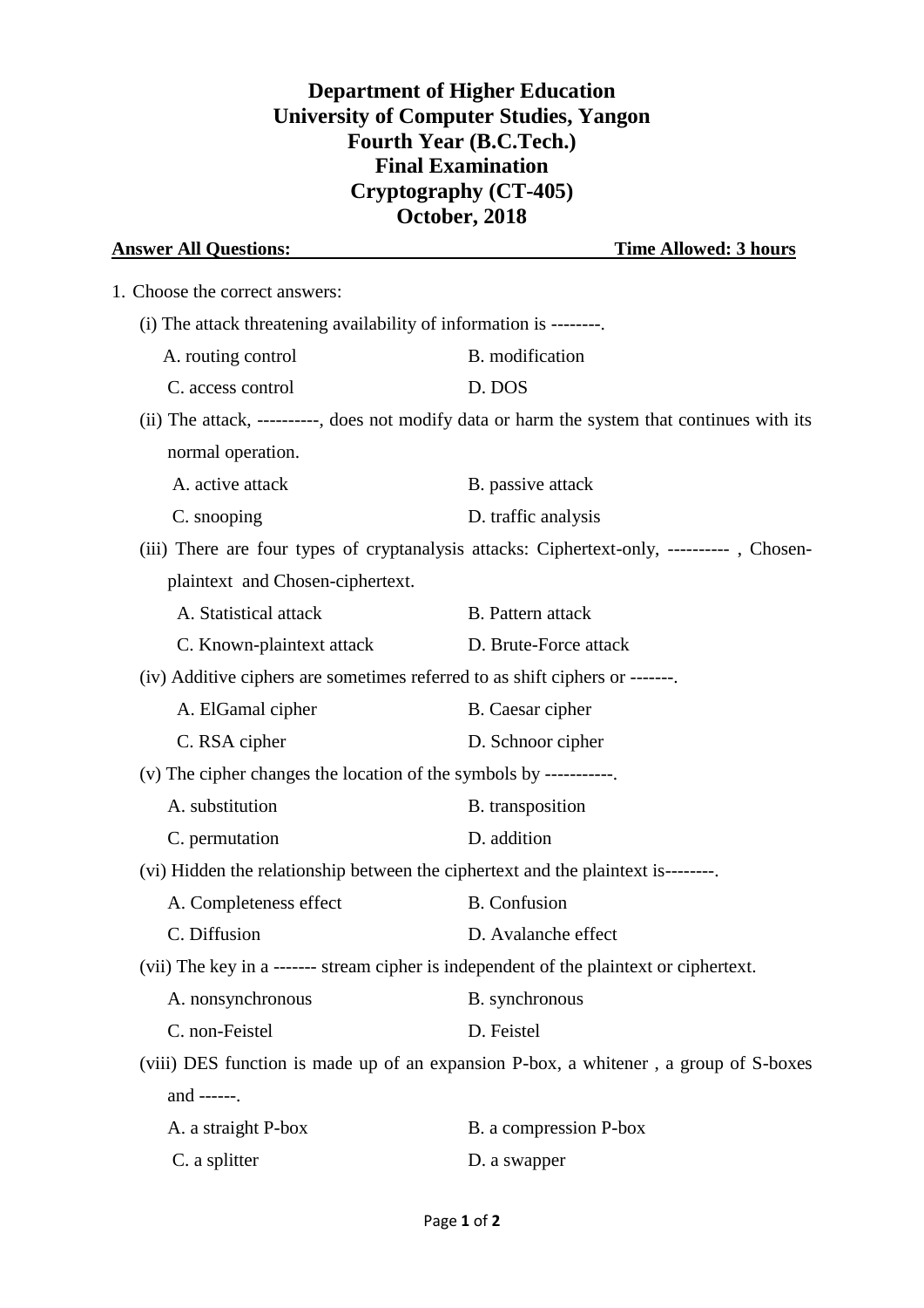# Department of Higher Education
# University of Computer Studies, Yangon
# Fourth Year (B.C.Tech.)
# Final Examination
# Cryptography (CT-405)
# October, 2018

**Answer All Questions:** **Time Allowed: 3 hours**

1. Choose the correct answers:

   (i) The attack threatening availability of information is --------.

   A. routing control B. modification
   C. access control D. DOS

   (ii) The attack, ----------, does not modify data or harm the system that continues with its normal operation.

   A. active attack B. passive attack
   C. snooping D. traffic analysis

   (iii) There are four types of cryptanalysis attacks: Ciphertext-only, ---------- , Chosen-plaintext and Chosen-ciphertext.

   A. Statistical attack B. Pattern attack
   C. Known-plaintext attack D. Brute-Force attack

   (iv) Additive ciphers are sometimes referred to as shift ciphers or -------.

   A. ElGamal cipher B. Caesar cipher
   C. RSA cipher D. Schnoor cipher

   (v) The cipher changes the location of the symbols by -----------.

   A. substitution B. transposition
   C. permutation D. addition

   (vi) Hidden the relationship between the ciphertext and the plaintext is--------.

   A. Completeness effect B. Confusion
   C. Diffusion D. Avalanche effect

   (vii) The key in a ------- stream cipher is independent of the plaintext or ciphertext.

   A. nonsynchronous B. synchronous
   C. non-Feistel D. Feistel

   (viii) DES function is made up of an expansion P-box, a whitener , a group of S-boxes and ------.

   A. a straight P-box B. a compression P-box
   C. a splitter D. a swapper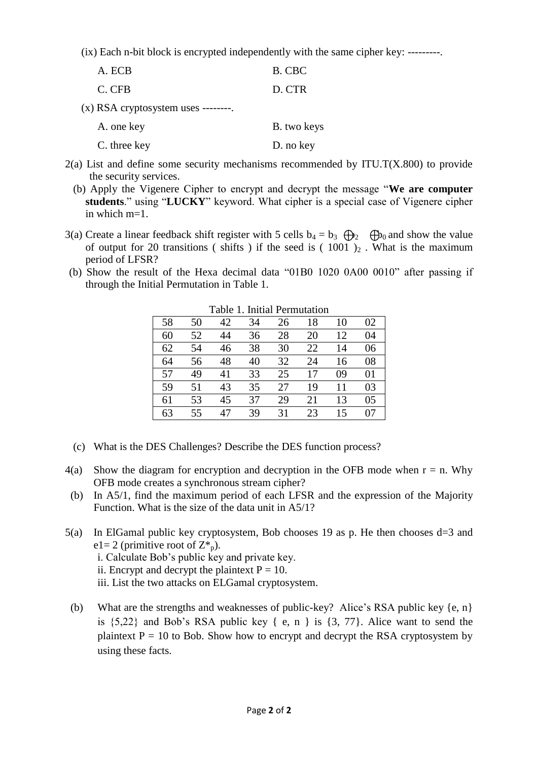(ix) Each n-bit block is encrypted independently with the same cipher key: ---------.

A. ECB  B. CBC

C. CFB  D. CTR

(x) RSA cryptosystem uses --------.

A. one key  B. two keys

C. three key  D. no key

2(a) List and define some security mechanisms recommended by ITU.T(X.800) to provide the security services.

(b) Apply the Vigenere Cipher to encrypt and decrypt the message "**We are computer students**." using "**LUCKY**" keyword. What cipher is a special case of Vigenere cipher in which m=1.

3(a) Create a linear feedback shift register with 5 cells $b_4 = b_3 \oplus b_2 \oplus b_0$ and show the value of output for 20 transitions ( shifts ) if the seed is $( 1001 )_2$ . What is the maximum period of LFSR?

(b) Show the result of the Hexa decimal data "01B0 1020 0A00 0010" after passing if through the Initial Permutation in Table 1.

Table 1. Initial Permutation

| | | | | | | | |
|---|---|---|---|---|---|---|---|
| 58 | 50 | 42 | 34 | 26 | 18 | 10 | 02 |
| 60 | 52 | 44 | 36 | 28 | 20 | 12 | 04 |
| 62 | 54 | 46 | 38 | 30 | 22 | 14 | 06 |
| 64 | 56 | 48 | 40 | 32 | 24 | 16 | 08 |
| 57 | 49 | 41 | 33 | 25 | 17 | 09 | 01 |
| 59 | 51 | 43 | 35 | 27 | 19 | 11 | 03 |
| 61 | 53 | 45 | 37 | 29 | 21 | 13 | 05 |
| 63 | 55 | 47 | 39 | 31 | 23 | 15 | 07 |

(c) What is the DES Challenges? Describe the DES function process?

4(a) Show the diagram for encryption and decryption in the OFB mode when r = n. Why OFB mode creates a synchronous stream cipher?

(b) In A5/1, find the maximum period of each LFSR and the expression of the Majority Function. What is the size of the data unit in A5/1?

5(a) In ElGamal public key cryptosystem, Bob chooses 19 as p. He then chooses d=3 and e1= 2 (primitive root of $Z^*_p$).

i. Calculate Bob's public key and private key.

ii. Encrypt and decrypt the plaintext P = 10.

iii. List the two attacks on ELGamal cryptosystem.

(b) What are the strengths and weaknesses of public-key? Alice's RSA public key {e, n} is {5,22} and Bob's RSA public key { e, n } is {3, 77}. Alice want to send the plaintext P = 10 to Bob. Show how to encrypt and decrypt the RSA cryptosystem by using these facts.